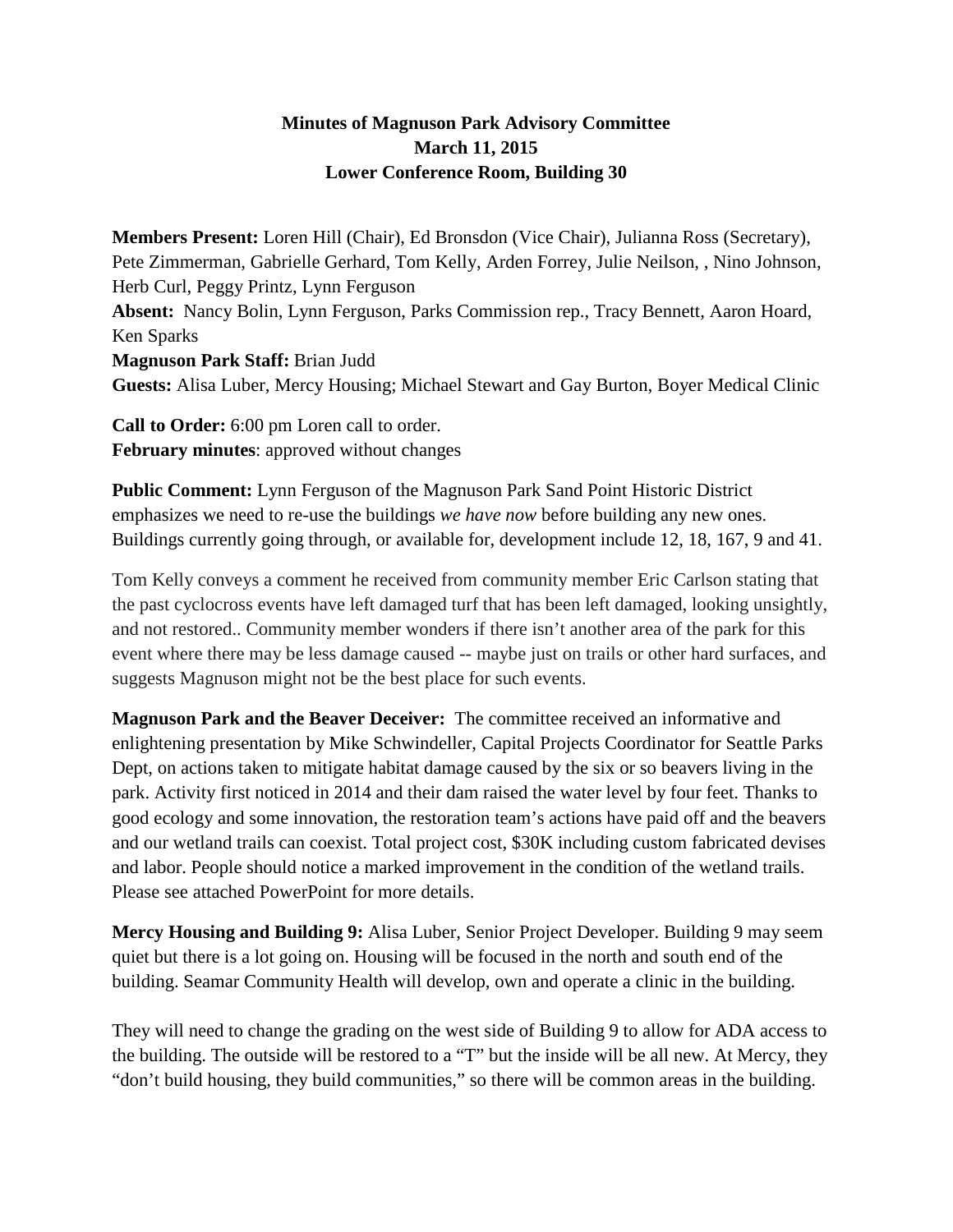**Minutes of Magnuson Park Advisory Committee**
**March 11, 2015**
**Lower Conference Room, Building 30**

**Members Present:** Loren Hill (Chair), Ed Bronsdon (Vice Chair), Julianna Ross (Secretary), Pete Zimmerman, Gabrielle Gerhard, Tom Kelly, Arden Forrey, Julie Neilson, , Nino Johnson, Herb Curl, Peggy Printz, Lynn Ferguson
**Absent:** Nancy Bolin, Lynn Ferguson, Parks Commission rep., Tracy Bennett, Aaron Hoard, Ken Sparks
**Magnuson Park Staff:** Brian Judd
**Guests:** Alisa Luber, Mercy Housing; Michael Stewart and Gay Burton, Boyer Medical Clinic

**Call to Order:** 6:00 pm Loren call to order.
**February minutes**: approved without changes

**Public Comment:** Lynn Ferguson of the Magnuson Park Sand Point Historic District emphasizes we need to re-use the buildings *we have now* before building any new ones. Buildings currently going through, or available for, development include 12, 18, 167, 9 and 41.

Tom Kelly conveys a comment he received from community member Eric Carlson stating that the past cyclocross events have left damaged turf that has been left damaged, looking unsightly, and not restored.. Community member wonders if there isn't another area of the park for this event where there may be less damage caused -- maybe just on trails or other hard surfaces, and suggests Magnuson might not be the best place for such events.

**Magnuson Park and the Beaver Deceiver:** The committee received an informative and enlightening presentation by Mike Schwindeller, Capital Projects Coordinator for Seattle Parks Dept, on actions taken to mitigate habitat damage caused by the six or so beavers living in the park. Activity first noticed in 2014 and their dam raised the water level by four feet. Thanks to good ecology and some innovation, the restoration team's actions have paid off and the beavers and our wetland trails can coexist. Total project cost, $30K including custom fabricated devises and labor. People should notice a marked improvement in the condition of the wetland trails. Please see attached PowerPoint for more details.

**Mercy Housing and Building 9:** Alisa Luber, Senior Project Developer. Building 9 may seem quiet but there is a lot going on. Housing will be focused in the north and south end of the building. Seamar Community Health will develop, own and operate a clinic in the building.

They will need to change the grading on the west side of Building 9 to allow for ADA access to the building. The outside will be restored to a "T" but the inside will be all new. At Mercy, they "don't build housing, they build communities," so there will be common areas in the building.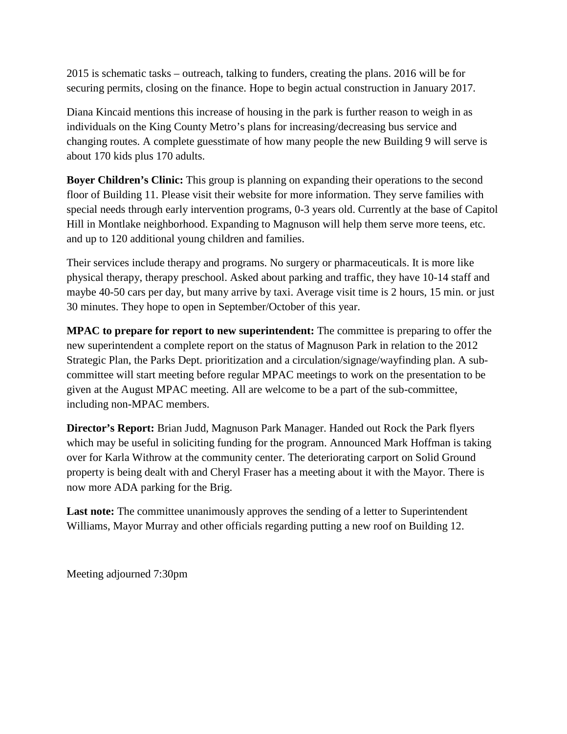2015 is schematic tasks – outreach, talking to funders, creating the plans. 2016 will be for securing permits, closing on the finance. Hope to begin actual construction in January 2017.

Diana Kincaid mentions this increase of housing in the park is further reason to weigh in as individuals on the King County Metro's plans for increasing/decreasing bus service and changing routes. A complete guesstimate of how many people the new Building 9 will serve is about 170 kids plus 170 adults.

**Boyer Children's Clinic:** This group is planning on expanding their operations to the second floor of Building 11. Please visit their website for more information. They serve families with special needs through early intervention programs, 0-3 years old. Currently at the base of Capitol Hill in Montlake neighborhood. Expanding to Magnuson will help them serve more teens, etc. and up to 120 additional young children and families.

Their services include therapy and programs. No surgery or pharmaceuticals. It is more like physical therapy, therapy preschool. Asked about parking and traffic, they have 10-14 staff and maybe 40-50 cars per day, but many arrive by taxi. Average visit time is 2 hours, 15 min. or just 30 minutes. They hope to open in September/October of this year.

**MPAC to prepare for report to new superintendent:** The committee is preparing to offer the new superintendent a complete report on the status of Magnuson Park in relation to the 2012 Strategic Plan, the Parks Dept. prioritization and a circulation/signage/wayfinding plan. A sub-committee will start meeting before regular MPAC meetings to work on the presentation to be given at the August MPAC meeting. All are welcome to be a part of the sub-committee, including non-MPAC members.

**Director's Report:** Brian Judd, Magnuson Park Manager. Handed out Rock the Park flyers which may be useful in soliciting funding for the program. Announced Mark Hoffman is taking over for Karla Withrow at the community center. The deteriorating carport on Solid Ground property is being dealt with and Cheryl Fraser has a meeting about it with the Mayor. There is now more ADA parking for the Brig.

**Last note:** The committee unanimously approves the sending of a letter to Superintendent Williams, Mayor Murray and other officials regarding putting a new roof on Building 12.

Meeting adjourned 7:30pm